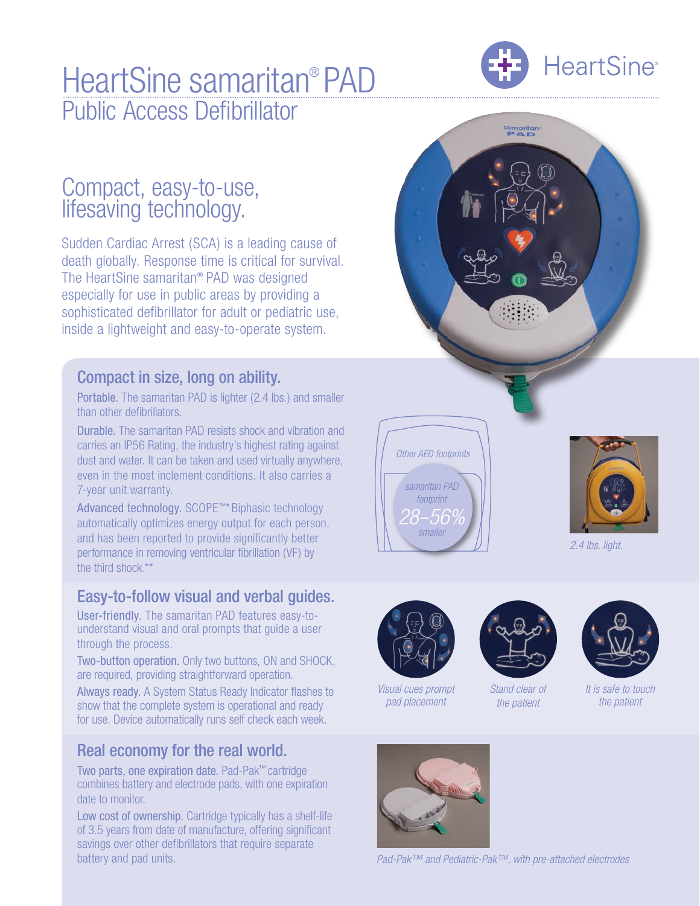# HeartSine samaritan® PAD

## Public Access Defibrillator

HeartSine®

## Compact, easy-to-use, lifesaving technology.

Sudden Cardiac Arrest (SCA) is a leading cause of death globally. Response time is critical for survival. The HeartSine samaritan® PAD was designed especially for use in public areas by providing a sophisticated defibrillator for adult or pediatric use, inside a lightweight and easy-to-operate system.

### Compact in size, long on ability.

**Portable.** The samaritan PAD is lighter (2.4 lbs.) and smaller than other defibrillators.

**Durable.** The samaritan PAD resists shock and vibration and carries an IP56 Rating, the industry's highest rating against dust and water. It can be taken and used virtually anywhere, even in the most inclement conditions. It also carries a 7-year unit warranty.

**Advanced technology.** SCOPE™* Biphasic technology automatically optimizes energy output for each person, and has been reported to provide significantly better performance in removing ventricular fibrillation (VF) by the third shock.**

*Other AED footprints*

*samaritan PAD footprint 28–56% smaller*

*2.4 lbs. light.*

### Easy-to-follow visual and verbal guides.

**User-friendly.** The samaritan PAD features easy-to-understand visual and oral prompts that guide a user through the process.

**Two-button operation.** Only two buttons, ON and SHOCK, are required, providing straightforward operation.

**Always ready.** A System Status Ready Indicator flashes to show that the complete system is operational and ready for use. Device automatically runs self check each week.

*Visual cues prompt pad placement*

*Stand clear of the patient*

*It is safe to touch the patient*

### Real economy for the real world.

**Two parts, one expiration date.** Pad-Pak™ cartridge combines battery and electrode pads, with one expiration date to monitor.

**Low cost of ownership.** Cartridge typically has a shelf-life of 3.5 years from date of manufacture, offering significant savings over other defibrillators that require separate battery and pad units.

*Pad-Pak™ and Pediatric-Pak™, with pre-attached electrodes*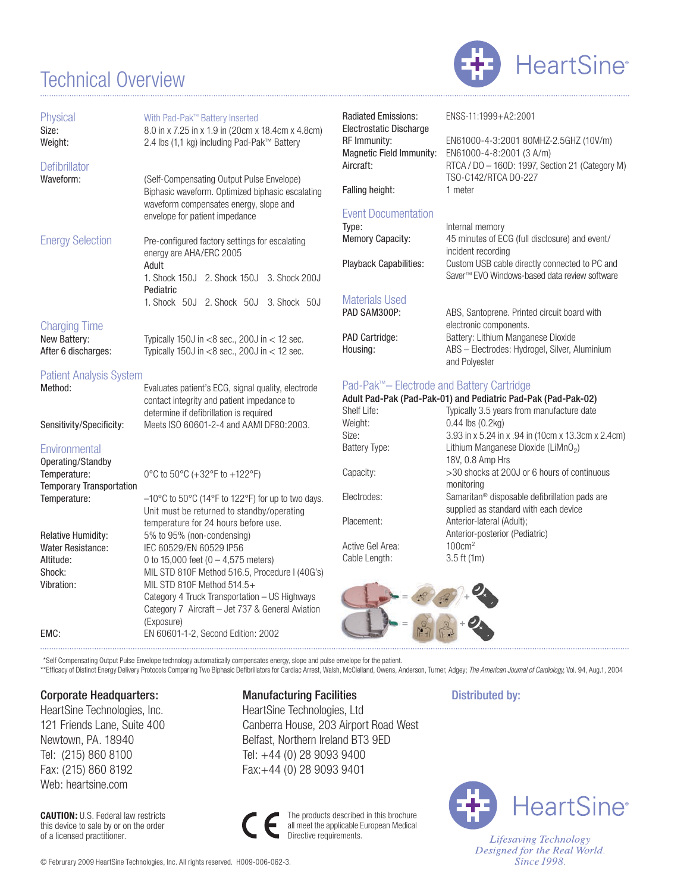# Technical Overview

HeartSine®

## Physical

| | |
|---|---|
| | With Pad-Pak™ Battery Inserted |
| Size: | 8.0 in x 7.25 in x 1.9 in (20cm x 18.4cm x 4.8cm) |
| Weight: | 2.4 lbs (1,1 kg) including Pad-Pak™ Battery |

## Defibrillator

| | |
|---|---|
| Waveform: | (Self-Compensating Output Pulse Envelope) Biphasic waveform. Optimized biphasic escalating waveform compensates energy, slope and envelope for patient impedance |

## Energy Selection

Pre-configured factory settings for escalating energy are AHA/ERC 2005

Adult
1. Shock 150J 2. Shock 150J 3. Shock 200J

Pediatric
1. Shock 50J 2. Shock 50J 3. Shock 50J

## Charging Time

| | |
|---|---|
| New Battery: | Typically 150J in <8 sec., 200J in < 12 sec. |
| After 6 discharges: | Typically 150J in <8 sec., 200J in < 12 sec. |

## Patient Analysis System

| | |
|---|---|
| Method: | Evaluates patient's ECG, signal quality, electrode contact integrity and patient impedance to determine if defibrillation is required |
| Sensitivity/Specificity: | Meets ISO 60601-2-4 and AAMI DF80:2003. |

## Environmental

| | |
|---|---|
| Operating/Standby Temperature: | 0°C to 50°C (+32°F to +122°F) |
| Temporary Transportation Temperature: | –10°C to 50°C (14°F to 122°F) for up to two days. Unit must be returned to standby/operating temperature for 24 hours before use. |
| Relative Humidity: | 5% to 95% (non-condensing) |
| Water Resistance: | IEC 60529/EN 60529 IP56 |
| Altitude: | 0 to 15,000 feet (0 – 4,575 meters) |
| Shock: | MIL STD 810F Method 516.5, Procedure I (40G's) |
| Vibration: | MIL STD 810F Method 514.5+ Category 4 Truck Transportation – US Highways Category 7 Aircraft – Jet 737 & General Aviation (Exposure) |
| EMC: | EN 60601-1-2, Second Edition: 2002 |
| Radiated Emissions: | ENSS-11:1999+A2:2001 |
| Electrostatic Discharge | |
| RF Immunity: | EN61000-4-3:2001 80MHZ-2.5GHZ (10V/m) |
| Magnetic Field Immunity: | EN61000-4-8:2001 (3 A/m) |
| Aircraft: | RTCA / DO – 160D: 1997, Section 21 (Category M) TSO-C142/RTCA DO-227 |
| Falling height: | 1 meter |

## Event Documentation

| | |
|---|---|
| Type: | Internal memory |
| Memory Capacity: | 45 minutes of ECG (full disclosure) and event/ incident recording |
| Playback Capabilities: | Custom USB cable directly connected to PC and Saver™ EVO Windows-based data review software |

## Materials Used

| | |
|---|---|
| PAD SAM300P: | ABS, Santoprene. Printed circuit board with electronic components. |
| PAD Cartridge: | Battery: Lithium Manganese Dioxide |
| Housing: | ABS – Electrodes: Hydrogel, Silver, Aluminium and Polyester |

## Pad-Pak™– Electrode and Battery Cartridge

**Adult Pad-Pak (Pad-Pak-01) and Pediatric Pad-Pak (Pad-Pak-02)**

| | |
|---|---|
| Shelf Life: | Typically 3.5 years from manufacture date |
| Weight: | 0.44 lbs (0.2kg) |
| Size: | 3.93 in x 5.24 in x .94 in (10cm x 13.3cm x 2.4cm) |
| Battery Type: | Lithium Manganese Dioxide ($LiMnO_2$) 18V, 0.8 Amp Hrs |
| Capacity: | >30 shocks at 200J or 6 hours of continuous monitoring |
| Electrodes: | Samaritan® disposable defibrillation pads are supplied as standard with each device |
| Placement: | Anterior-lateral (Adult); Anterior-posterior (Pediatric) |
| Active Gel Area: | 100cm² |
| Cable Length: | 3.5 ft (1m) |

*Self Compensating Output Pulse Envelope technology automatically compensates energy, slope and pulse envelope for the patient.
**Efficacy of Distinct Energy Delivery Protocols Comparing Two Biphasic Defibrillators for Cardiac Arrest, Walsh, McClelland, Owens, Anderson, Turner, Adgey; *The American Journal of Cardiology*, Vol. 94, Aug.1, 2004

### Corporate Headquarters:

HeartSine Technologies, Inc.
121 Friends Lane, Suite 400
Newtown, PA. 18940
Tel: (215) 860 8100
Fax: (215) 860 8192
Web: heartsine.com

### Manufacturing Facilities

HeartSine Technologies, Ltd
Canberra House, 203 Airport Road West
Belfast, Northern Ireland BT3 9ED
Tel: +44 (0) 28 9093 9400
Fax:+44 (0) 28 9093 9401

### Distributed by:

**CAUTION:** U.S. Federal law restricts this device to sale by or on the order of a licensed practitioner.

CE The products described in this brochure all meet the applicable European Medical Directive requirements.

HeartSine®

*Lifesaving Technology Designed for the Real World. Since 1998.*

© Februrary 2009 HeartSine Technologies, Inc. All rights reserved. H009-006-062-3.